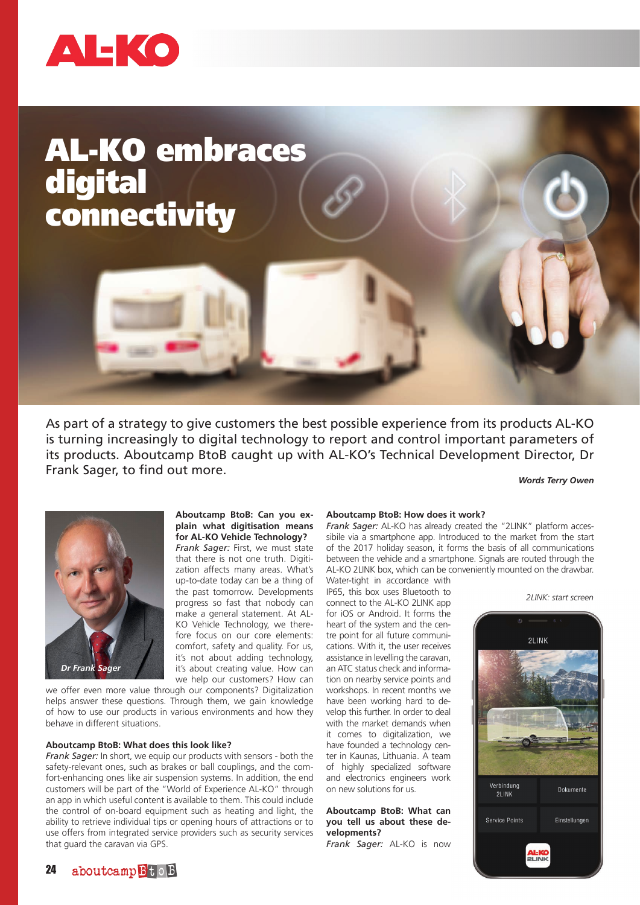# AL-KO embraces digital connectivity

As part of a strategy to give customers the best possible experience from its products AL-KO is turning increasingly to digital technology to report and control important parameters of its products. Aboutcamp BtoB caught up with AL-KO's Technical Development Director, Dr Frank Sager, to find out more.

***Words Terry Owen***

*Dr Frank Sager*

**Aboutcamp BtoB: Can you explain what digitisation means for AL-KO Vehicle Technology?**

*Frank Sager:* First, we must state that there is not one truth. Digitization affects many areas. What's up-to-date today can be a thing of the past tomorrow. Developments progress so fast that nobody can make a general statement. At AL-KO Vehicle Technology, we therefore focus on our core elements: comfort, safety and quality. For us, it's not about adding technology, it's about creating value. How can we help our customers? How can we offer even more value through our components? Digitalization helps answer these questions. Through them, we gain knowledge of how to use our products in various environments and how they behave in different situations.

**Aboutcamp BtoB: What does this look like?**

*Frank Sager:* In short, we equip our products with sensors - both the safety-relevant ones, such as brakes or ball couplings, and the comfort-enhancing ones like air suspension systems. In addition, the end customers will be part of the "World of Experience AL-KO" through an app in which useful content is available to them. This could include the control of on-board equipment such as heating and light, the ability to retrieve individual tips or opening hours of attractions or to use offers from integrated service providers such as security services that guard the caravan via GPS.

**Aboutcamp BtoB: How does it work?**

*Frank Sager:* AL-KO has already created the "2LINK" platform accessibile via a smartphone app. Introduced to the market from the start of the 2017 holiday season, it forms the basis of all communications between the vehicle and a smartphone. Signals are routed through the AL-KO 2LINK box, which can be conveniently mounted on the drawbar. Water-tight in accordance with IP65, this box uses Bluetooth to connect to the AL-KO 2LINK app for iOS or Android. It forms the heart of the system and the centre point for all future communications. With it, the user receives assistance in levelling the caravan, an ATC status check and information on nearby service points and workshops. In recent months we have been working hard to develop this further. In order to deal with the market demands when it comes to digitalization, we have founded a technology center in Kaunas, Lithuania. A team of highly specialized software and electronics engineers work on new solutions for us.

*2LINK: start screen*

**Aboutcamp BtoB: What can you tell us about these developments?**

*Frank Sager:* AL-KO is now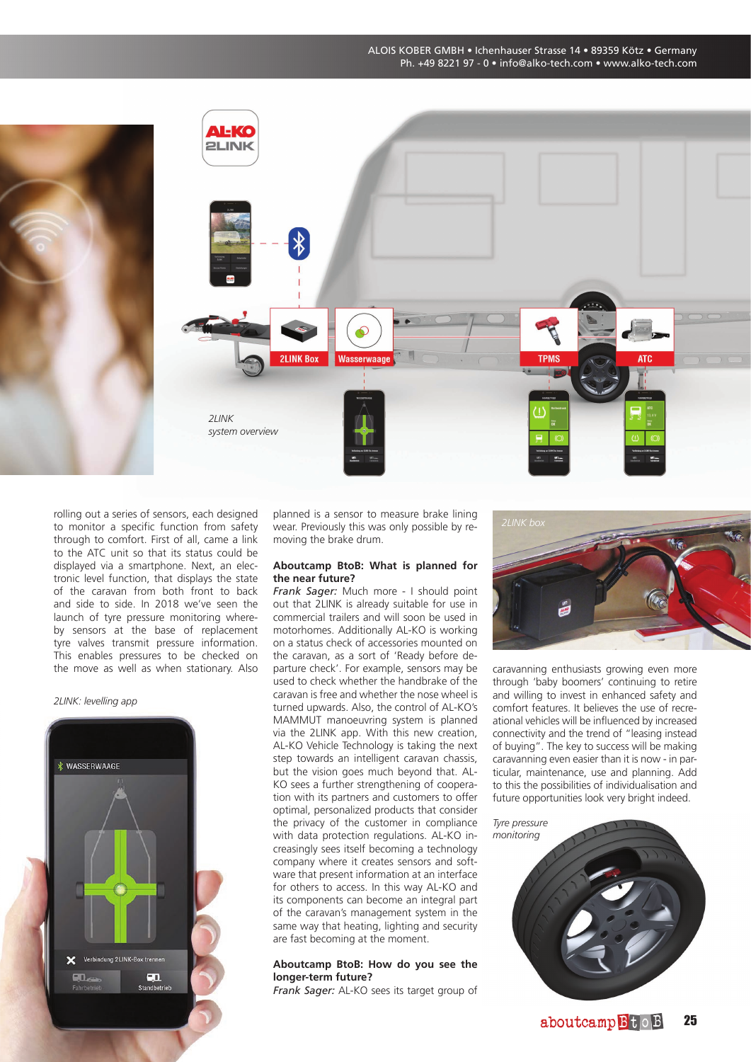2LINK
system overview

rolling out a series of sensors, each designed to monitor a specific function from safety through to comfort. First of all, came a link to the ATC unit so that its status could be displayed via a smartphone. Next, an electronic level function, that displays the state of the caravan from both front to back and side to side. In 2018 we've seen the launch of tyre pressure monitoring whereby sensors at the base of replacement tyre valves transmit pressure information. This enables pressures to be checked on the move as well as when stationary. Also planned is a sensor to measure brake lining wear. Previously this was only possible by removing the brake drum.

2LINK: levelling app

**Aboutcamp BtoB: What is planned for the near future?**

*Frank Sager:* Much more - I should point out that 2LINK is already suitable for use in commercial trailers and will soon be used in motorhomes. Additionally AL-KO is working on a status check of accessories mounted on the caravan, as a sort of 'Ready before departure check'. For example, sensors may be used to check whether the handbrake of the caravan is free and whether the nose wheel is turned upwards. Also, the control of AL-KO's MAMMUT manoeuvring system is planned via the 2LINK app. With this new creation, AL-KO Vehicle Technology is taking the next step towards an intelligent caravan chassis, but the vision goes much beyond that. AL-KO sees a further strengthening of cooperation with its partners and customers to offer optimal, personalized products that consider the privacy of the customer in compliance with data protection regulations. AL-KO increasingly sees itself becoming a technology company where it creates sensors and software that present information at an interface for others to access. In this way AL-KO and its components can become an integral part of the caravan's management system in the same way that heating, lighting and security are fast becoming at the moment.

**Aboutcamp BtoB: How do you see the longer-term future?**

*Frank Sager:* AL-KO sees its target group of caravanning enthusiasts growing even more through 'baby boomers' continuing to retire and willing to invest in enhanced safety and comfort features. It believes the use of recreational vehicles will be influenced by increased connectivity and the trend of "leasing instead of buying". The key to success will be making caravanning even easier than it is now - in particular, maintenance, use and planning. Add to this the possibilities of individualisation and future opportunities look very bright indeed.

2LINK box

Tyre pressure monitoring